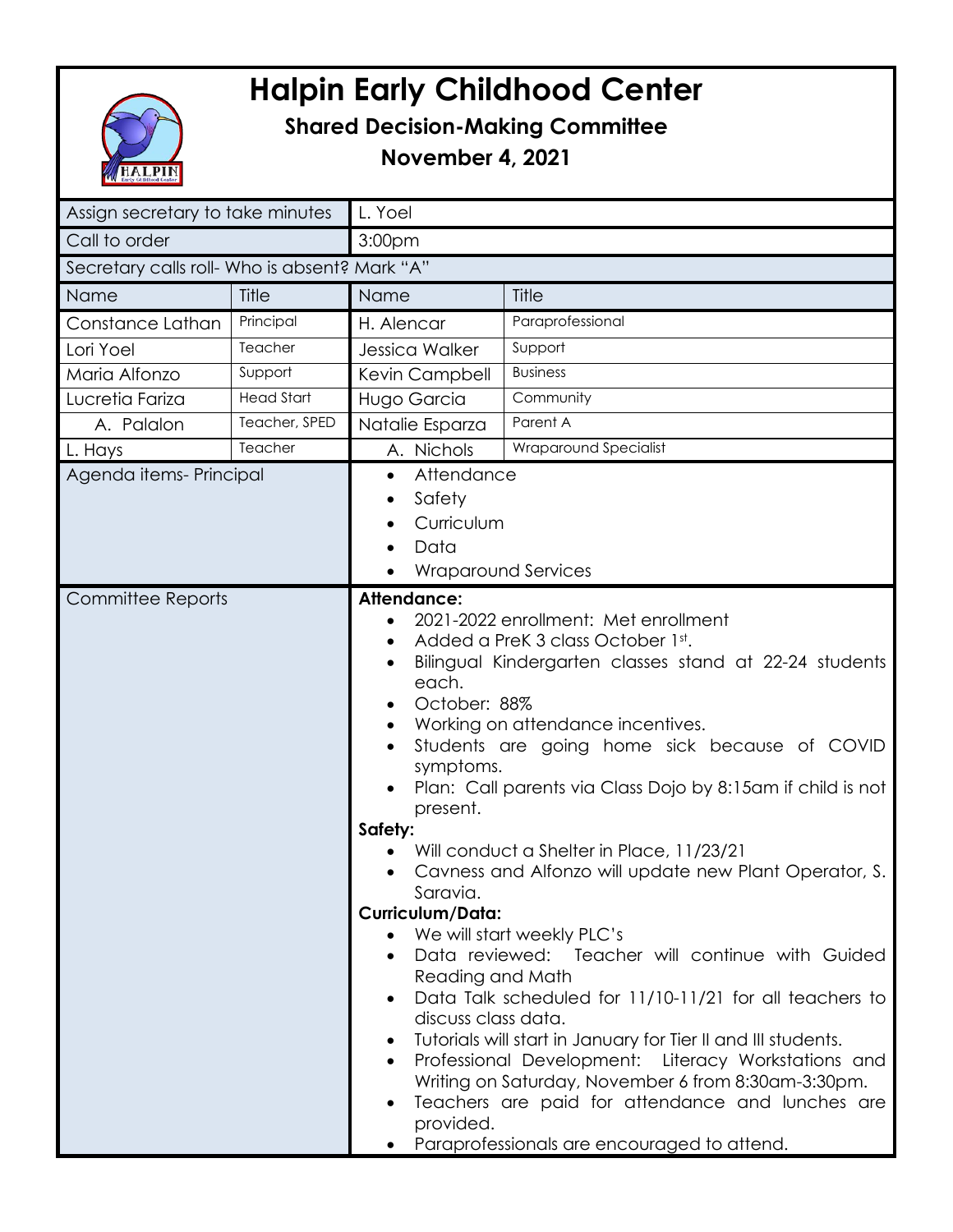# Halpin Early Childhood Center

## Shared Decision-Making Committee

## November 4, 2021

| Assign secretary to take minutes | L. Yoel |
|---|---|
| Call to order | 3:00pm |

Secretary calls roll- Who is absent? Mark "A"

| Name | Title | Name | Title |
|---|---|---|---|
| Constance Lathan | Principal | H. Alencar | Paraprofessional |
| Lori Yoel | Teacher | Jessica Walker | Support |
| Maria Alfonzo | Support | Kevin Campbell | Business |
| Lucretia Fariza | Head Start | Hugo Garcia | Community |
| A. Palalon | Teacher, SPED | Natalie Esparza | Parent A |
| L. Hays | Teacher | A. Nichols | Wraparound Specialist |

**Agenda items- Principal**

- Attendance
- Safety
- Curriculum
- Data
- Wraparound Services

**Committee Reports**

**Attendance:**

- 2021-2022 enrollment: Met enrollment
- Added a PreK 3 class October 1st.
- Bilingual Kindergarten classes stand at 22-24 students each.
- October: 88%
- Working on attendance incentives.
- Students are going home sick because of COVID symptoms.
- Plan: Call parents via Class Dojo by 8:15am if child is not present.

**Safety:**

- Will conduct a Shelter in Place, 11/23/21
- Cavness and Alfonzo will update new Plant Operator, S. Saravia.

**Curriculum/Data:**

- We will start weekly PLC's
- Data reviewed: Teacher will continue with Guided Reading and Math
- Data Talk scheduled for 11/10-11/21 for all teachers to discuss class data.
- Tutorials will start in January for Tier II and III students.
- Professional Development: Literacy Workstations and Writing on Saturday, November 6 from 8:30am-3:30pm.
- Teachers are paid for attendance and lunches are provided.
- Paraprofessionals are encouraged to attend.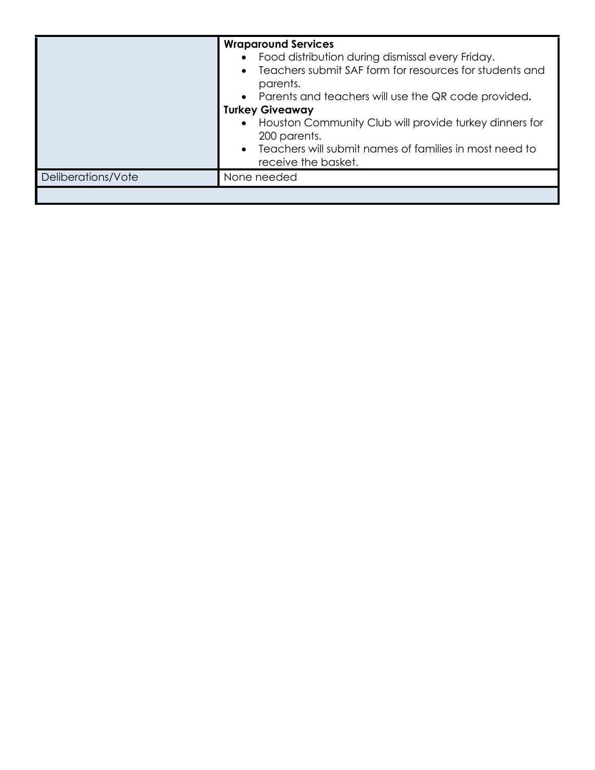| | |
|---|---|
| | **Wraparound Services**<br>• Food distribution during dismissal every Friday.<br>• Teachers submit SAF form for resources for students and parents.<br>• Parents and teachers will use the QR code provided.<br>**Turkey Giveaway**<br>• Houston Community Club will provide turkey dinners for 200 parents.<br>• Teachers will submit names of families in most need to receive the basket. |
| Deliberations/Vote | None needed |
| | |